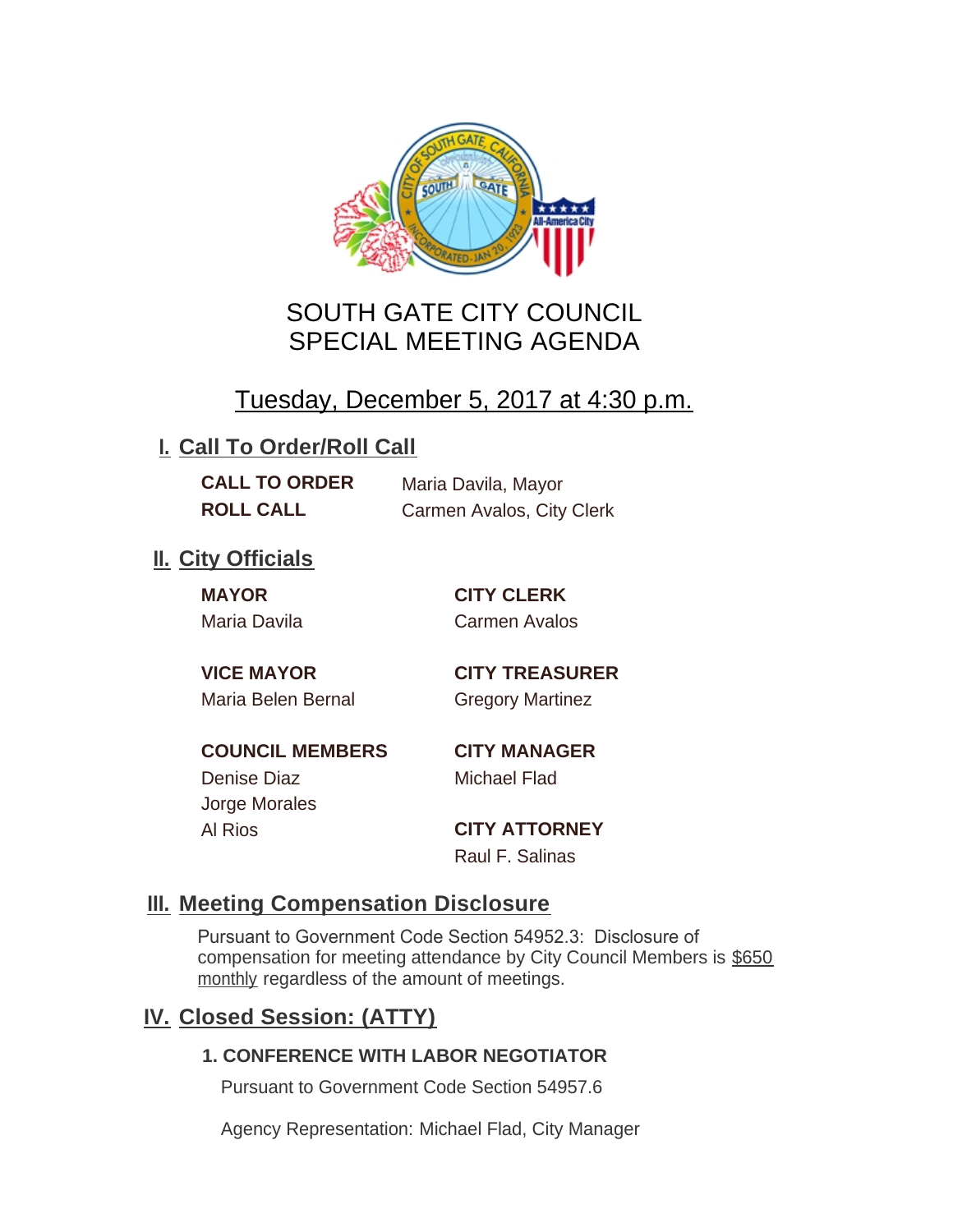# SOUTH GATE CITY COUNCIL
# SPECIAL MEETING AGENDA

## Tuesday, December 5, 2017 at 4:30 p.m.

## I. Call To Order/Roll Call

**CALL TO ORDER** Maria Davila, Mayor
**ROLL CALL** Carmen Avalos, City Clerk

## II. City Officials

**MAYOR**
Maria Davila

**VICE MAYOR**
Maria Belen Bernal

**COUNCIL MEMBERS**
Denise Diaz
Jorge Morales
Al Rios

**CITY CLERK**
Carmen Avalos

**CITY TREASURER**
Gregory Martinez

**CITY MANAGER**
Michael Flad

**CITY ATTORNEY**
Raul F. Salinas

## III. Meeting Compensation Disclosure

Pursuant to Government Code Section 54952.3: Disclosure of compensation for meeting attendance by City Council Members is $650 monthly regardless of the amount of meetings.

## IV. Closed Session: (ATTY)

### 1. CONFERENCE WITH LABOR NEGOTIATOR

Pursuant to Government Code Section 54957.6

Agency Representation: Michael Flad, City Manager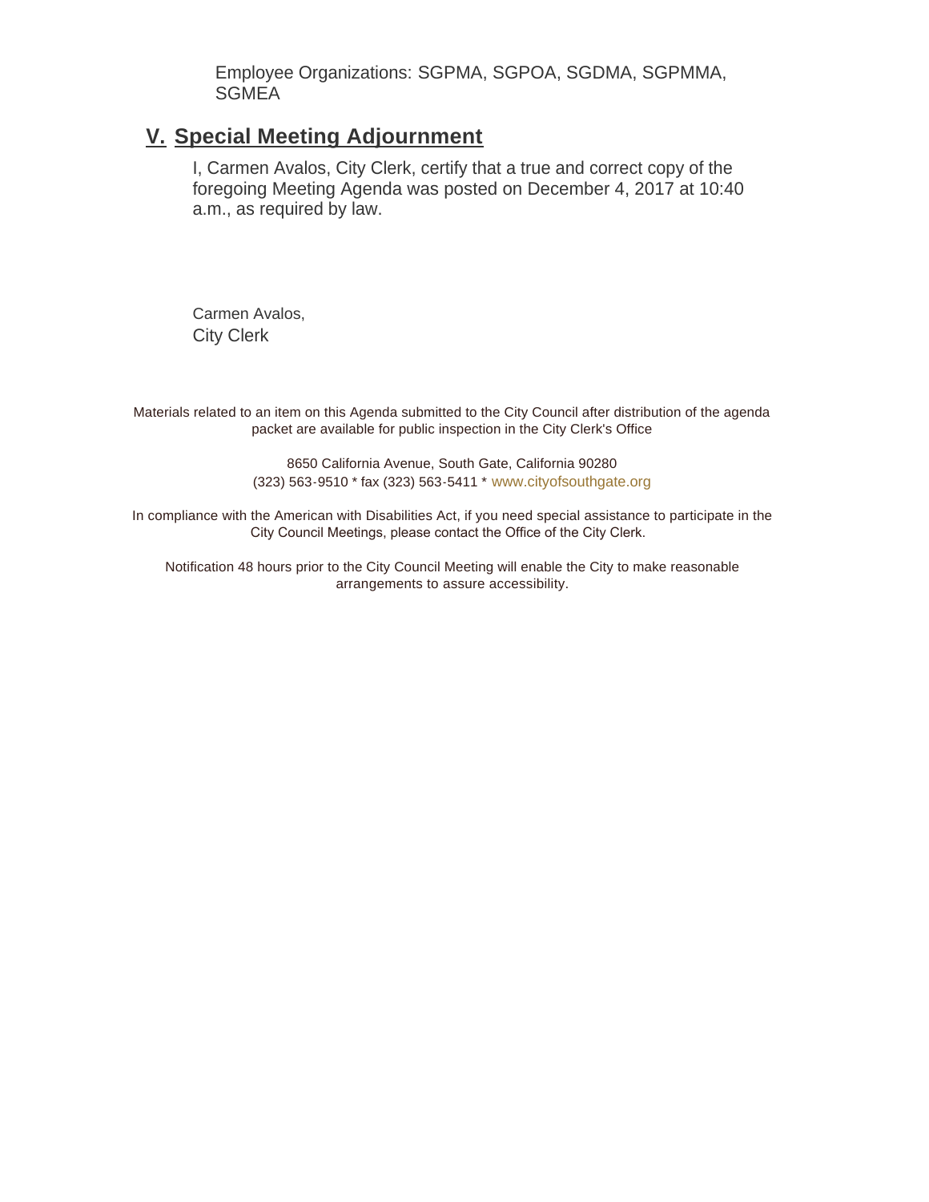Employee Organizations: SGPMA, SGPOA, SGDMA, SGPMMA, SGMEA

## V. Special Meeting Adjournment

I, Carmen Avalos, City Clerk, certify that a true and correct copy of the foregoing Meeting Agenda was posted on December 4, 2017 at 10:40 a.m., as required by law.

Carmen Avalos,
City Clerk

Materials related to an item on this Agenda submitted to the City Council after distribution of the agenda packet are available for public inspection in the City Clerk's Office

8650 California Avenue, South Gate, California 90280
(323) 563-9510 * fax (323) 563-5411 * www.cityofsouthgate.org

In compliance with the American with Disabilities Act, if you need special assistance to participate in the City Council Meetings, please contact the Office of the City Clerk.

Notification 48 hours prior to the City Council Meeting will enable the City to make reasonable arrangements to assure accessibility.